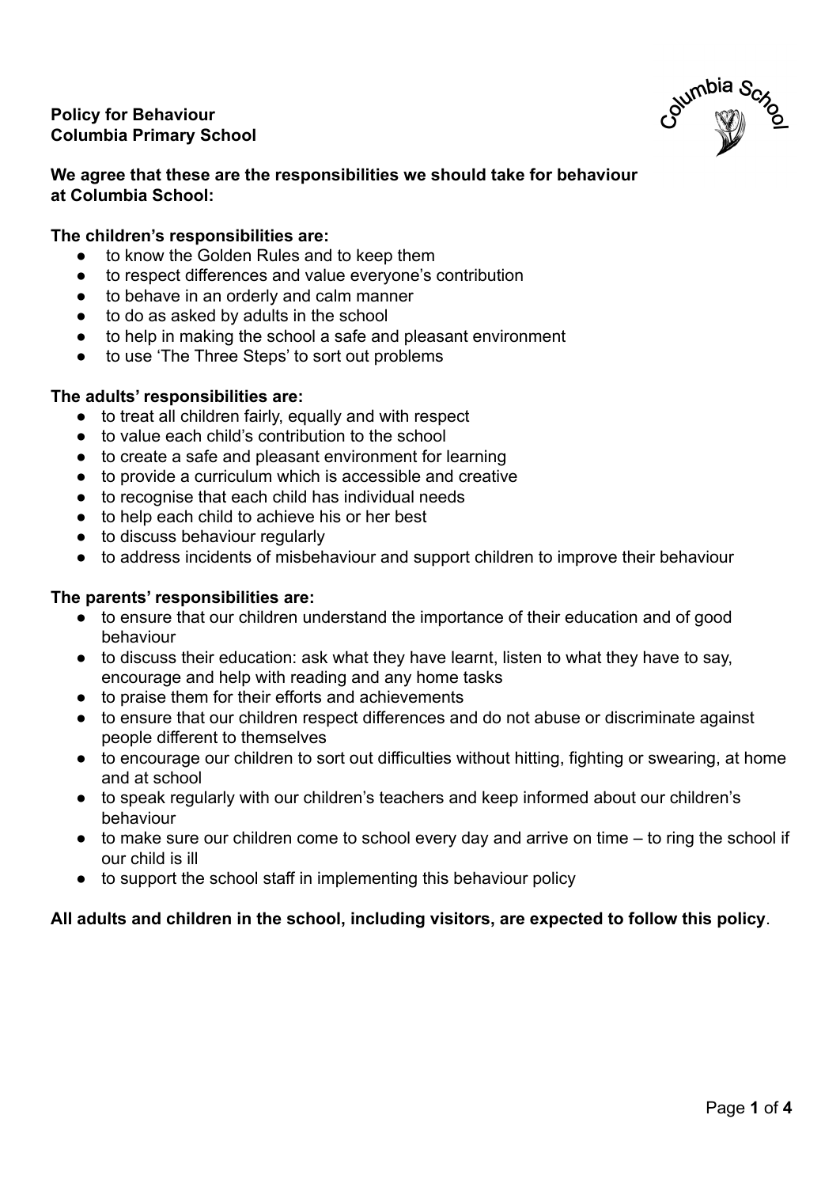**Policy for Behaviour**
**Columbia Primary School**

**We agree that these are the responsibilities we should take for behaviour at Columbia School:**

**The children's responsibilities are:**

- to know the Golden Rules and to keep them
- to respect differences and value everyone's contribution
- to behave in an orderly and calm manner
- to do as asked by adults in the school
- to help in making the school a safe and pleasant environment
- to use 'The Three Steps' to sort out problems

**The adults' responsibilities are:**

- to treat all children fairly, equally and with respect
- to value each child's contribution to the school
- to create a safe and pleasant environment for learning
- to provide a curriculum which is accessible and creative
- to recognise that each child has individual needs
- to help each child to achieve his or her best
- to discuss behaviour regularly
- to address incidents of misbehaviour and support children to improve their behaviour

**The parents' responsibilities are:**

- to ensure that our children understand the importance of their education and of good behaviour
- to discuss their education: ask what they have learnt, listen to what they have to say, encourage and help with reading and any home tasks
- to praise them for their efforts and achievements
- to ensure that our children respect differences and do not abuse or discriminate against people different to themselves
- to encourage our children to sort out difficulties without hitting, fighting or swearing, at home and at school
- to speak regularly with our children's teachers and keep informed about our children's behaviour
- to make sure our children come to school every day and arrive on time – to ring the school if our child is ill
- to support the school staff in implementing this behaviour policy

**All adults and children in the school, including visitors, are expected to follow this policy**.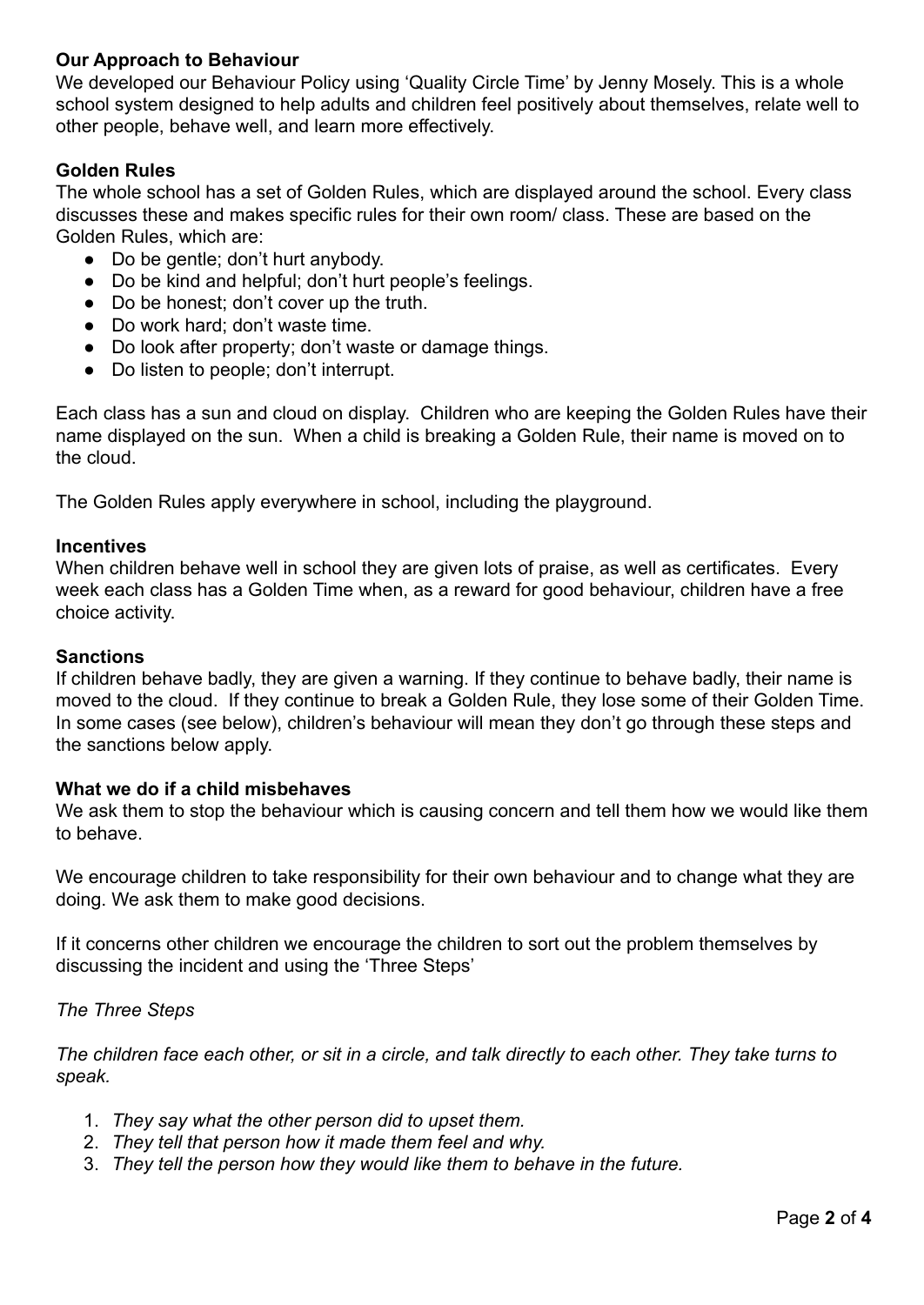**Our Approach to Behaviour**

We developed our Behaviour Policy using 'Quality Circle Time' by Jenny Mosely. This is a whole school system designed to help adults and children feel positively about themselves, relate well to other people, behave well, and learn more effectively.

**Golden Rules**

The whole school has a set of Golden Rules, which are displayed around the school. Every class discusses these and makes specific rules for their own room/ class. These are based on the Golden Rules, which are:

- Do be gentle; don't hurt anybody.
- Do be kind and helpful; don't hurt people's feelings.
- Do be honest; don't cover up the truth.
- Do work hard; don't waste time.
- Do look after property; don't waste or damage things.
- Do listen to people; don't interrupt.

Each class has a sun and cloud on display. Children who are keeping the Golden Rules have their name displayed on the sun. When a child is breaking a Golden Rule, their name is moved on to the cloud.

The Golden Rules apply everywhere in school, including the playground.

**Incentives**

When children behave well in school they are given lots of praise, as well as certificates. Every week each class has a Golden Time when, as a reward for good behaviour, children have a free choice activity.

**Sanctions**

If children behave badly, they are given a warning. If they continue to behave badly, their name is moved to the cloud. If they continue to break a Golden Rule, they lose some of their Golden Time. In some cases (see below), children's behaviour will mean they don't go through these steps and the sanctions below apply.

**What we do if a child misbehaves**

We ask them to stop the behaviour which is causing concern and tell them how we would like them to behave.

We encourage children to take responsibility for their own behaviour and to change what they are doing. We ask them to make good decisions.

If it concerns other children we encourage the children to sort out the problem themselves by discussing the incident and using the 'Three Steps'

*The Three Steps*

*The children face each other, or sit in a circle, and talk directly to each other. They take turns to speak.*

1. *They say what the other person did to upset them.*
2. *They tell that person how it made them feel and why.*
3. *They tell the person how they would like them to behave in the future.*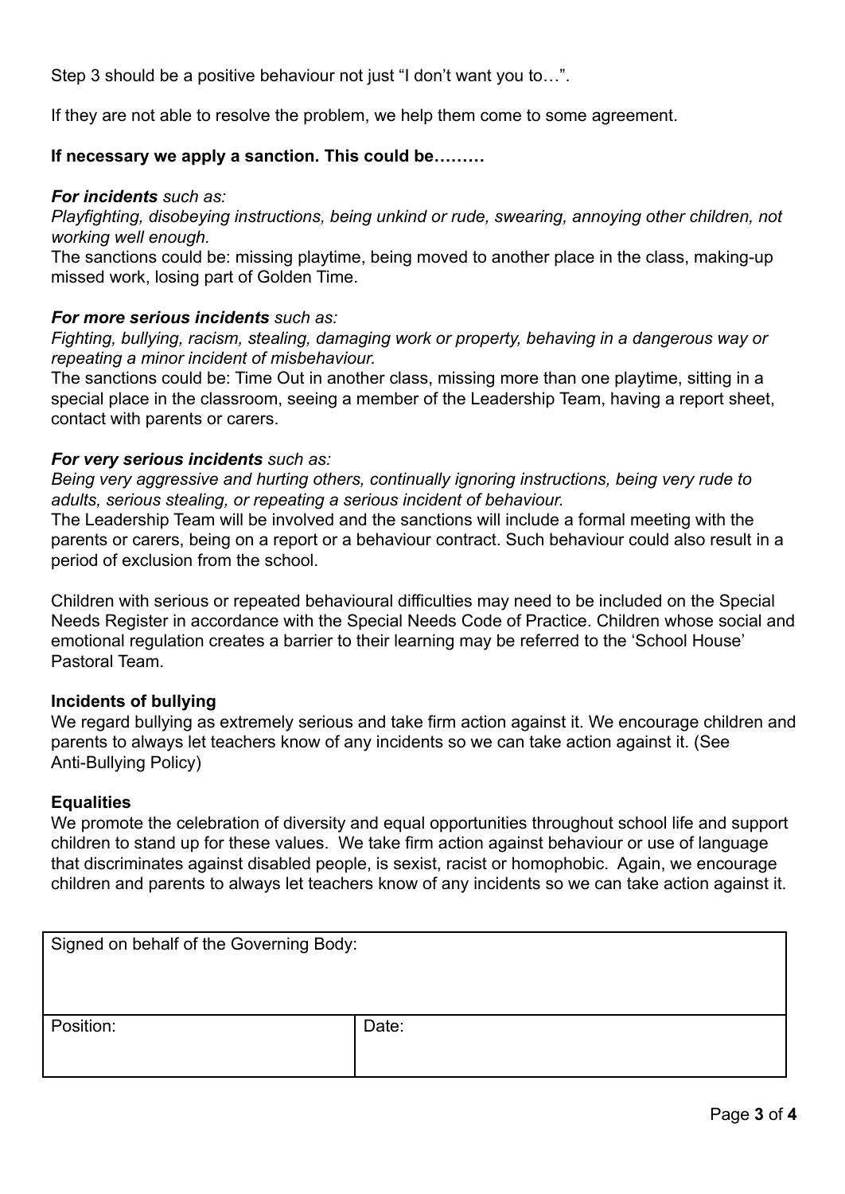Step 3 should be a positive behaviour not just "I don't want you to…".

If they are not able to resolve the problem, we help them come to some agreement.

**If necessary we apply a sanction. This could be………**

***For incidents*** *such as:*
*Playfighting, disobeying instructions, being unkind or rude, swearing, annoying other children, not working well enough.*
The sanctions could be: missing playtime, being moved to another place in the class, making-up missed work, losing part of Golden Time.

***For more serious incidents*** *such as:*
*Fighting, bullying, racism, stealing, damaging work or property, behaving in a dangerous way or repeating a minor incident of misbehaviour.*
The sanctions could be: Time Out in another class, missing more than one playtime, sitting in a special place in the classroom, seeing a member of the Leadership Team, having a report sheet, contact with parents or carers.

***For very serious incidents*** *such as:*
*Being very aggressive and hurting others, continually ignoring instructions, being very rude to adults, serious stealing, or repeating a serious incident of behaviour.*
The Leadership Team will be involved and the sanctions will include a formal meeting with the parents or carers, being on a report or a behaviour contract. Such behaviour could also result in a period of exclusion from the school.

Children with serious or repeated behavioural difficulties may need to be included on the Special Needs Register in accordance with the Special Needs Code of Practice. Children whose social and emotional regulation creates a barrier to their learning may be referred to the 'School House' Pastoral Team.

**Incidents of bullying**
We regard bullying as extremely serious and take firm action against it. We encourage children and parents to always let teachers know of any incidents so we can take action against it. (See Anti-Bullying Policy)

**Equalities**
We promote the celebration of diversity and equal opportunities throughout school life and support children to stand up for these values. We take firm action against behaviour or use of language that discriminates against disabled people, is sexist, racist or homophobic. Again, we encourage children and parents to always let teachers know of any incidents so we can take action against it.

| Signed on behalf of the Governing Body: | |
|---|---|
| Position: | Date: |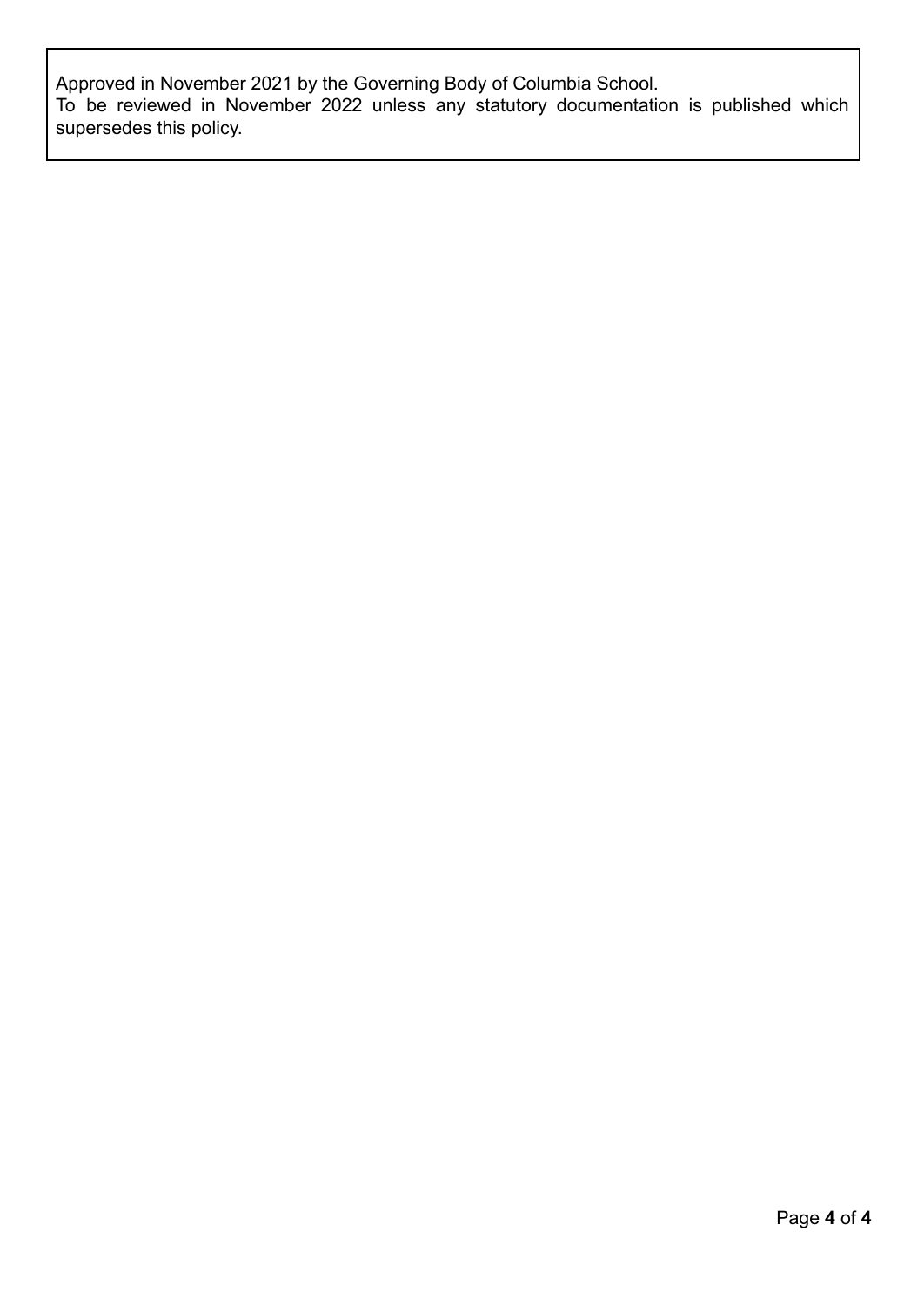Approved in November 2021 by the Governing Body of Columbia School.
To be reviewed in November 2022 unless any statutory documentation is published which supersedes this policy.